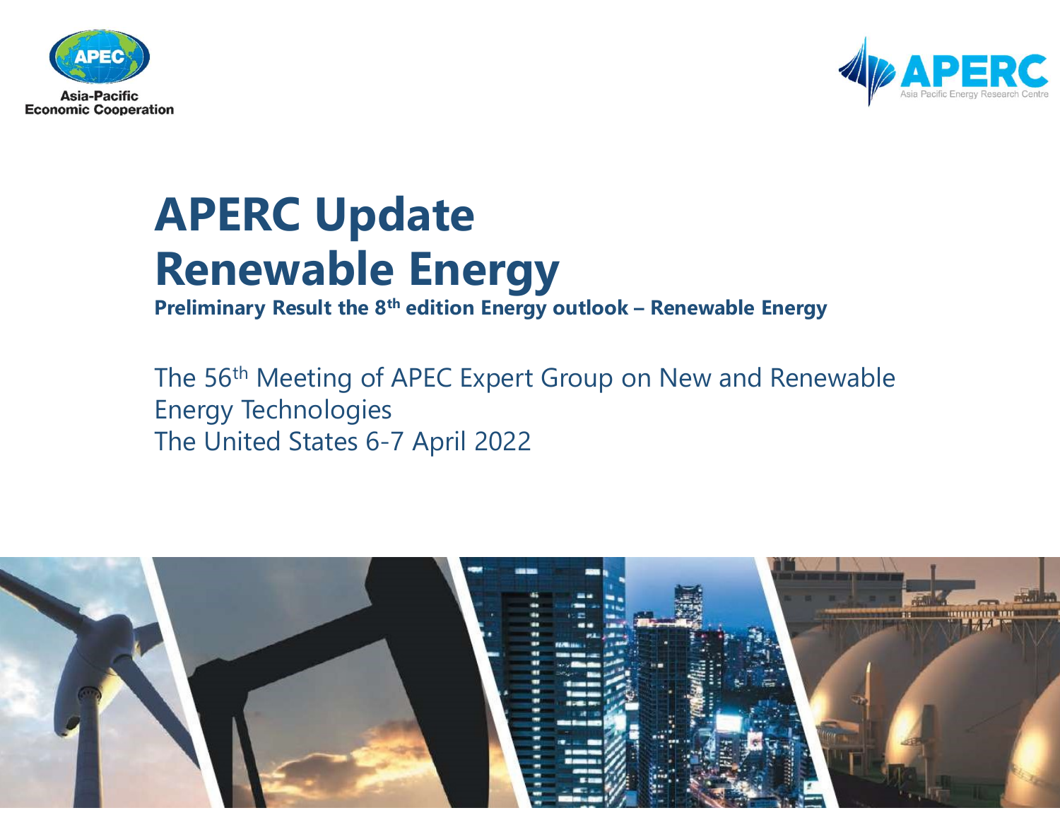Asia-Pacific Economic Cooperation

APERC Asia Pacific Energy Research Centre

# APERC Update Renewable Energy

**Preliminary Result the 8th edition Energy outlook – Renewable Energy**

The 56th Meeting of APEC Expert Group on New and Renewable Energy Technologies

The United States 6-7 April 2022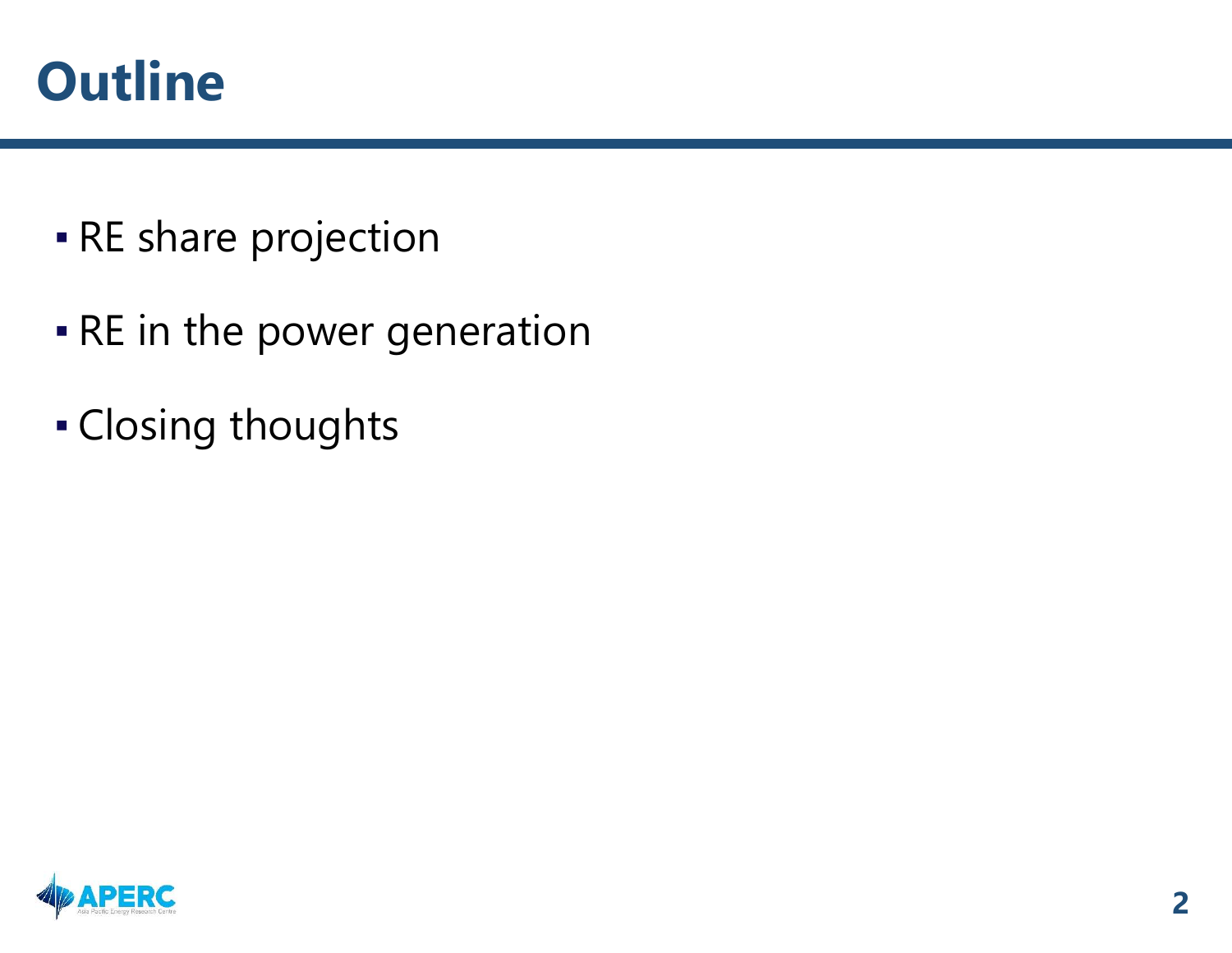# Outline

- RE share projection
- RE in the power generation
- Closing thoughts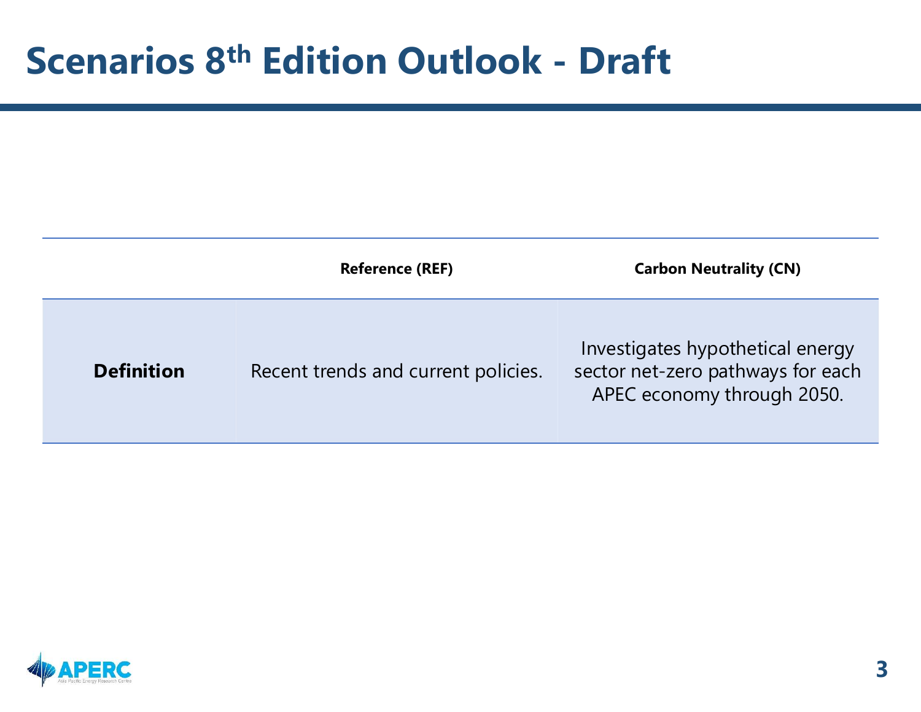# Scenarios 8th Edition Outlook - Draft

| | Reference (REF) | Carbon Neutrality (CN) |
|---|---|---|
| **Definition** | Recent trends and current policies. | Investigates hypothetical energy sector net-zero pathways for each APEC economy through 2050. |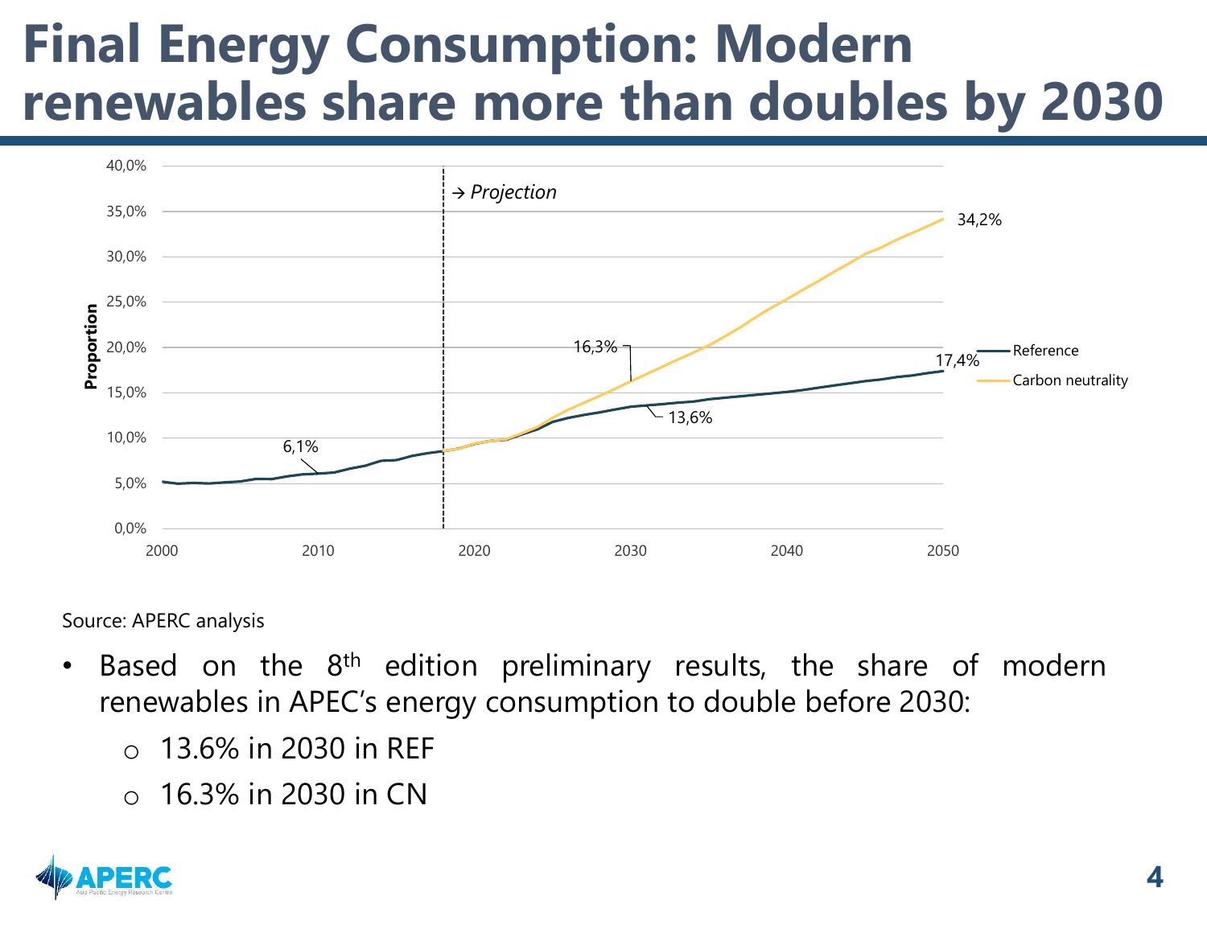# Final Energy Consumption: Modern renewables share more than doubles by 2030

Source: APERC analysis

- Based on the 8th edition preliminary results, the share of modern renewables in APEC's energy consumption to double before 2030:
  - 13.6% in 2030 in REF
  - 16.3% in 2030 in CN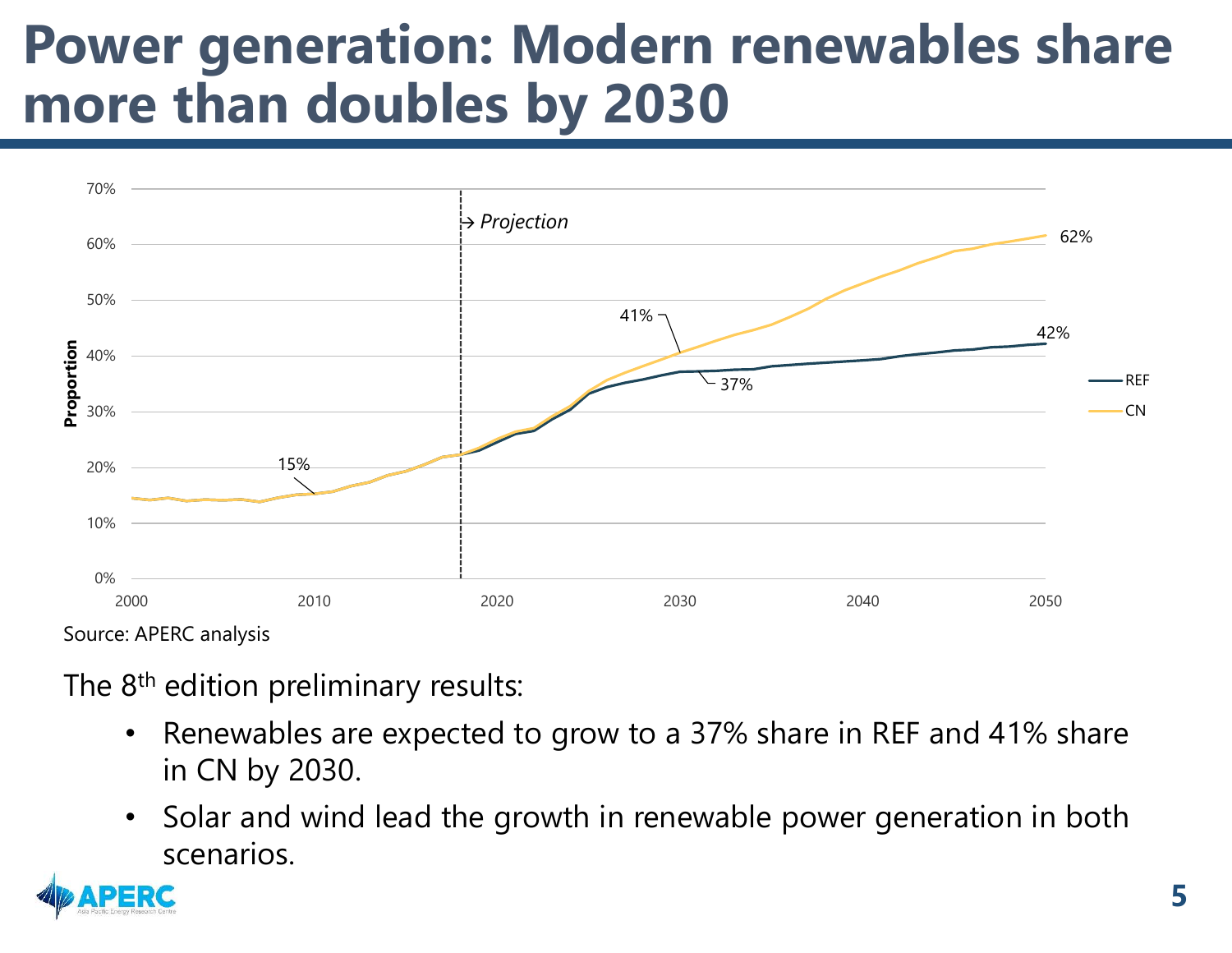# Power generation: Modern renewables share more than doubles by 2030

Source: APERC analysis

The 8th edition preliminary results:

- Renewables are expected to grow to a 37% share in REF and 41% share in CN by 2030.
- Solar and wind lead the growth in renewable power generation in both scenarios.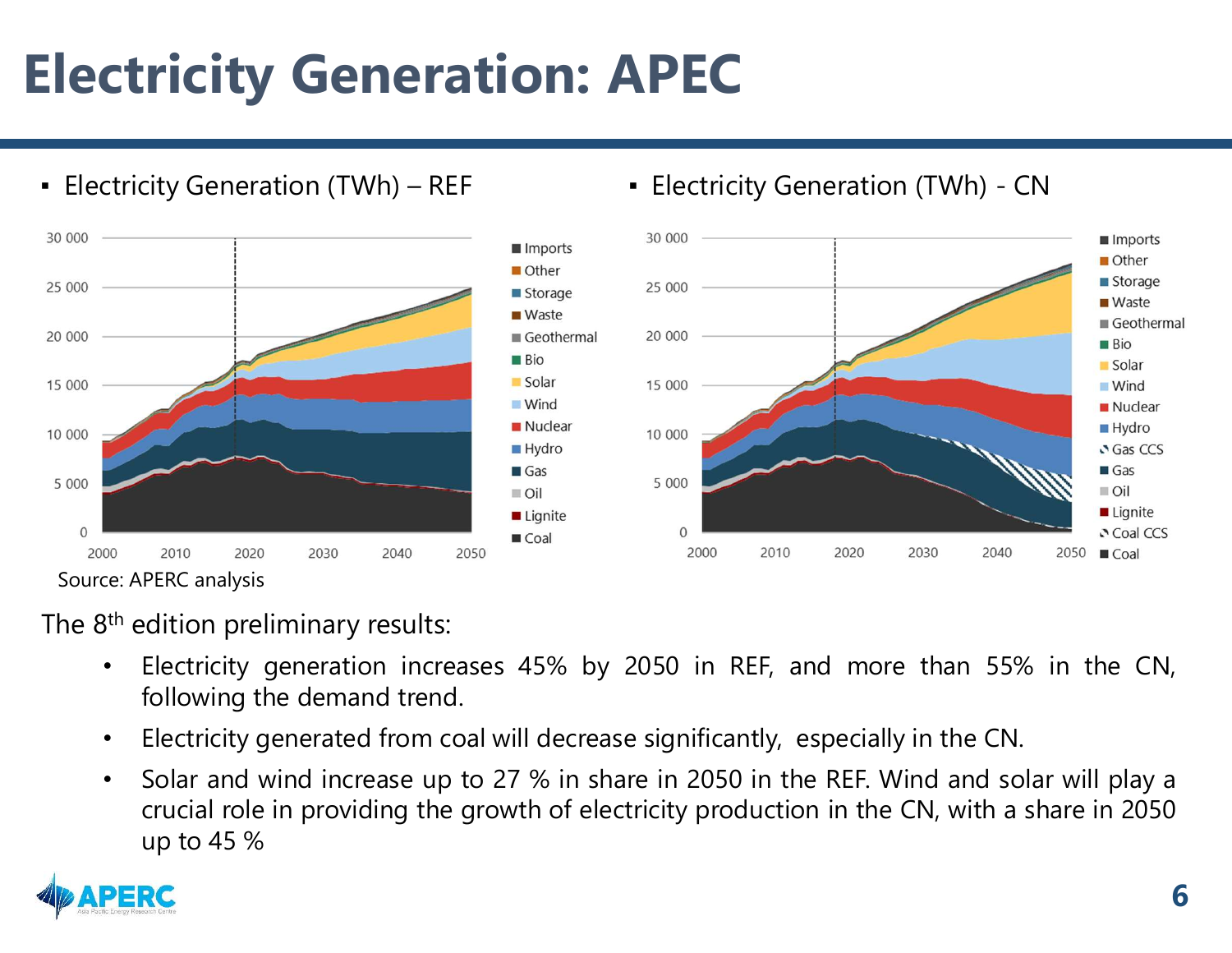# Electricity Generation: APEC

- Electricity Generation (TWh) – REF
- Electricity Generation (TWh) - CN

Source: APERC analysis

The 8th edition preliminary results:

- Electricity generation increases 45% by 2050 in REF, and more than 55% in the CN, following the demand trend.
- Electricity generated from coal will decrease significantly, especially in the CN.
- Solar and wind increase up to 27 % in share in 2050 in the REF. Wind and solar will play a crucial role in providing the growth of electricity production in the CN, with a share in 2050 up to 45 %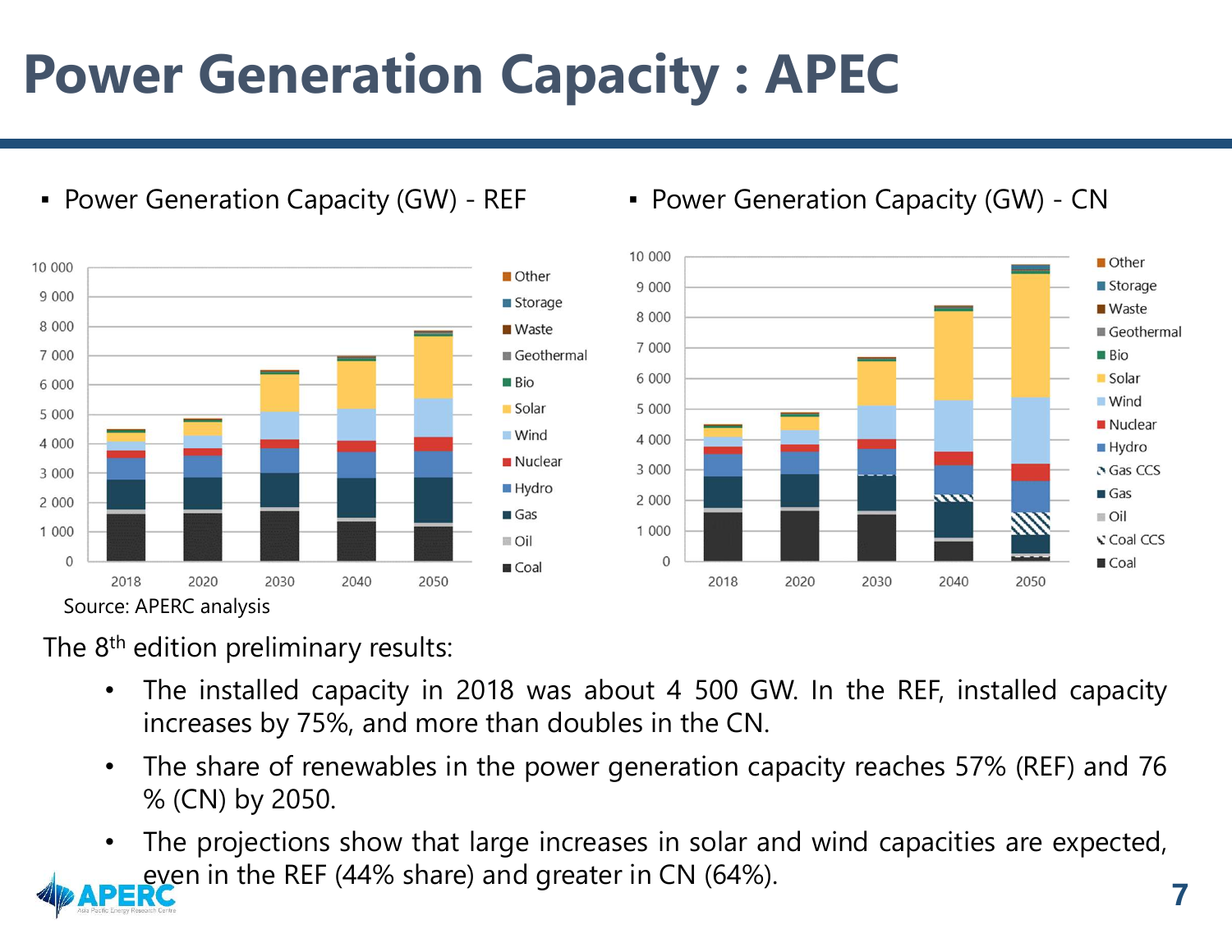# Power Generation Capacity : APEC

- Power Generation Capacity (GW) - REF
- Power Generation Capacity (GW) - CN

Source: APERC analysis

The 8th edition preliminary results:

- The installed capacity in 2018 was about 4 500 GW. In the REF, installed capacity increases by 75%, and more than doubles in the CN.
- The share of renewables in the power generation capacity reaches 57% (REF) and 76 % (CN) by 2050.
- The projections show that large increases in solar and wind capacities are expected, even in the REF (44% share) and greater in CN (64%).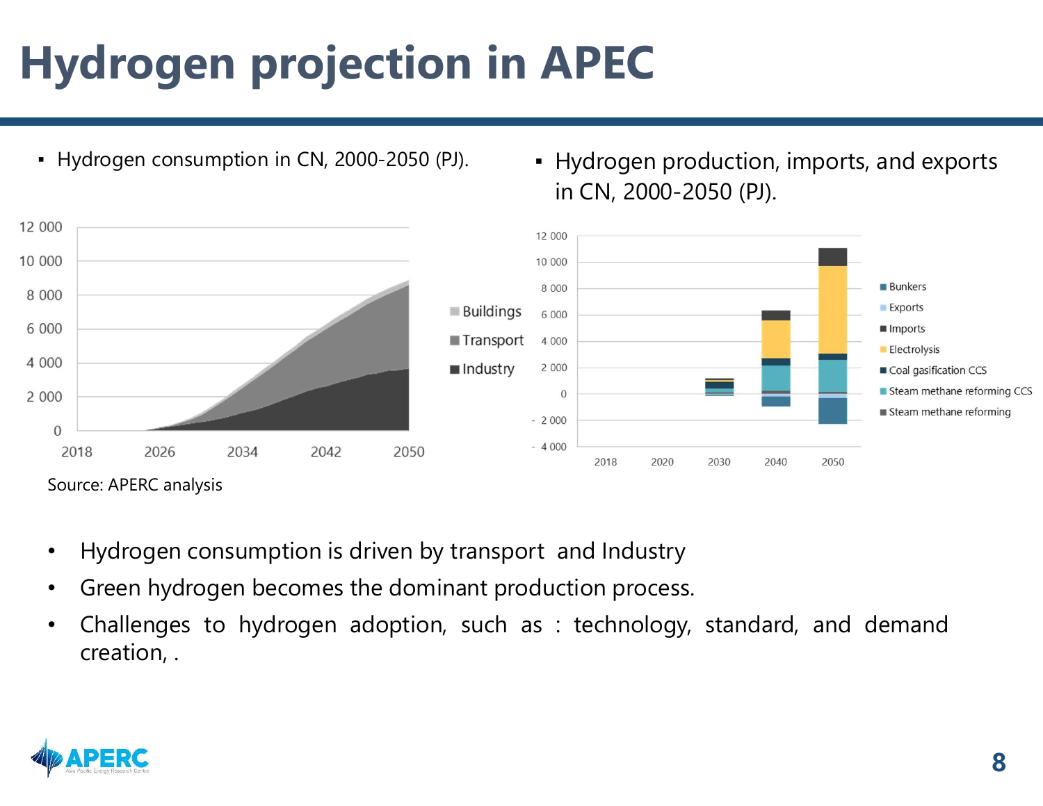# Hydrogen projection in APEC

- Hydrogen consumption in CN, 2000-2050 (PJ).

Source: APERC analysis

- Hydrogen production, imports, and exports in CN, 2000-2050 (PJ).

- Hydrogen consumption is driven by transport and Industry
- Green hydrogen becomes the dominant production process.
- Challenges to hydrogen adoption, such as : technology, standard, and demand creation, .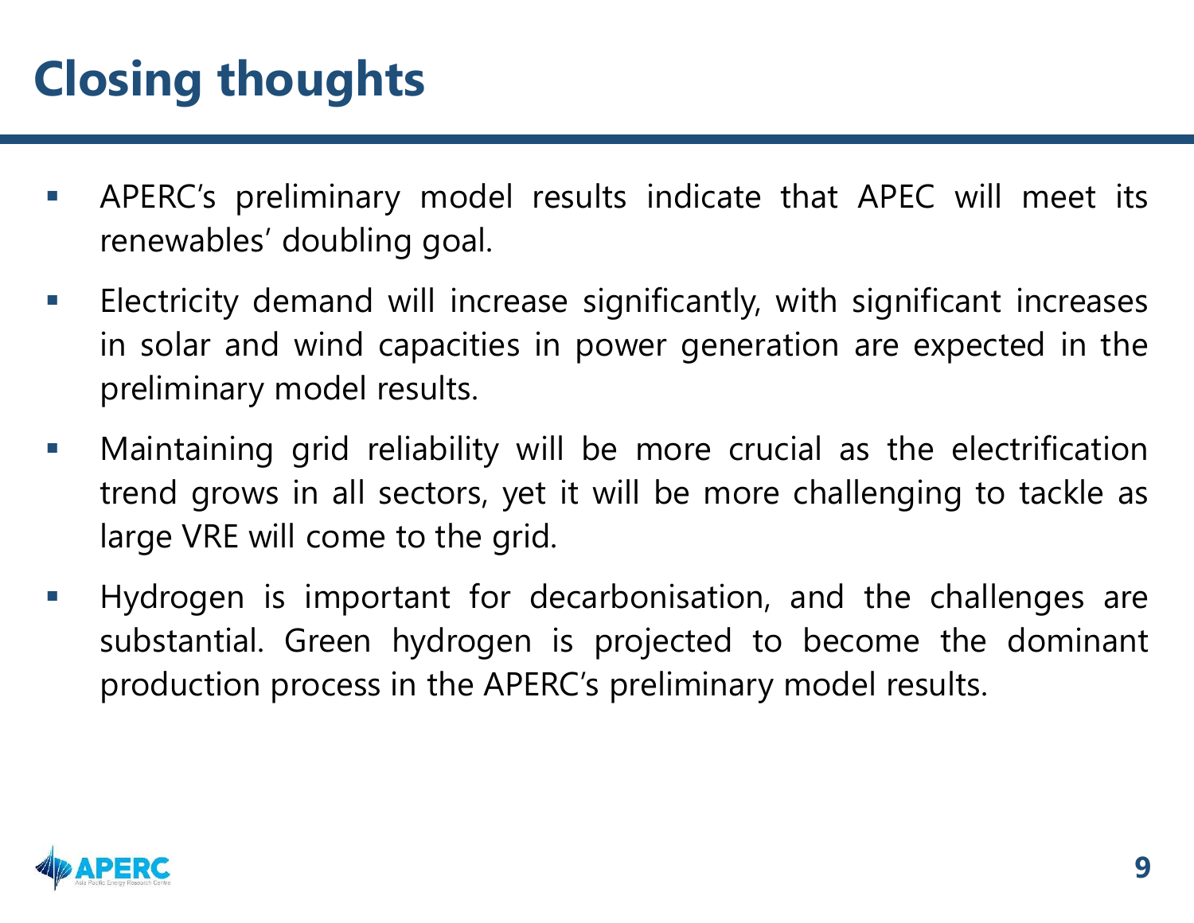# Closing thoughts

- APERC's preliminary model results indicate that APEC will meet its renewables' doubling goal.
- Electricity demand will increase significantly, with significant increases in solar and wind capacities in power generation are expected in the preliminary model results.
- Maintaining grid reliability will be more crucial as the electrification trend grows in all sectors, yet it will be more challenging to tackle as large VRE will come to the grid.
- Hydrogen is important for decarbonisation, and the challenges are substantial. Green hydrogen is projected to become the dominant production process in the APERC's preliminary model results.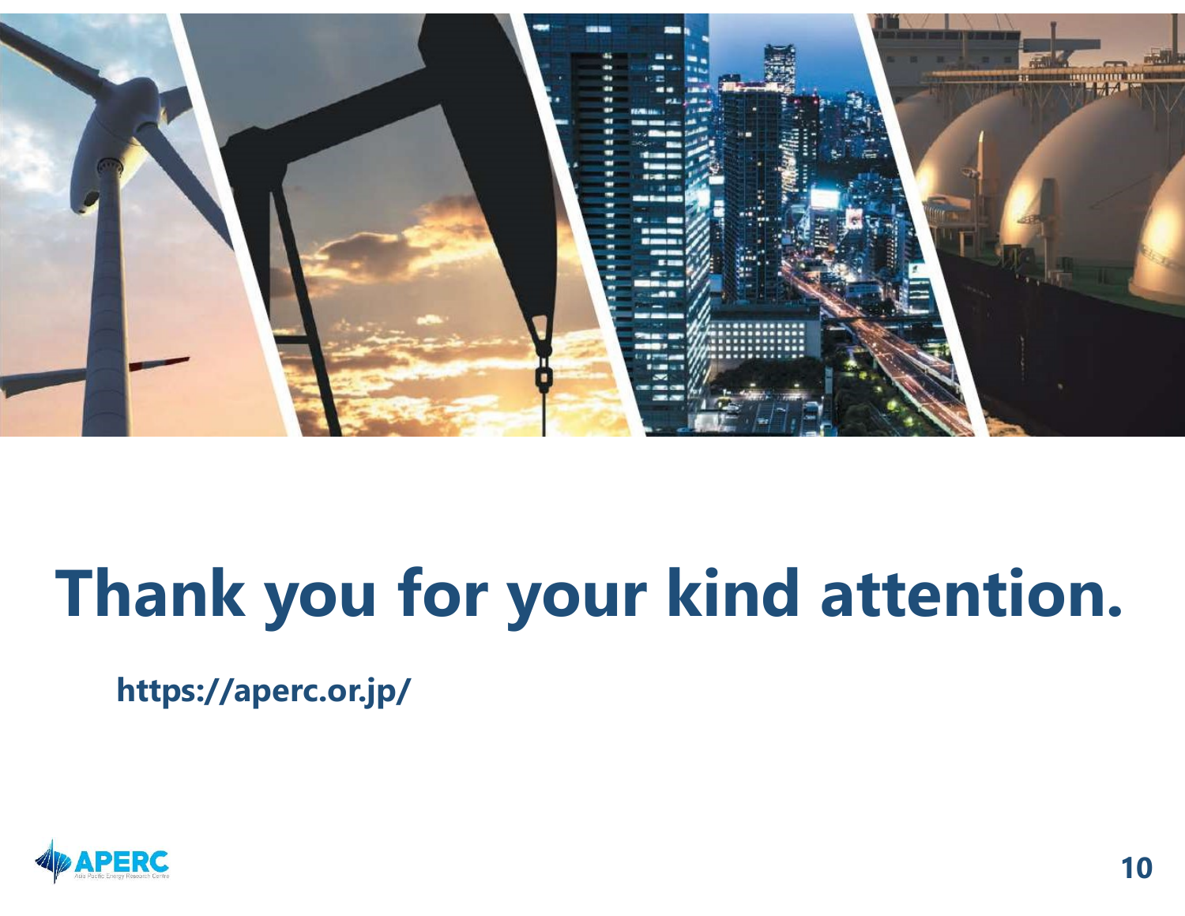# Thank you for your kind attention.

**https://aperc.or.jp/**